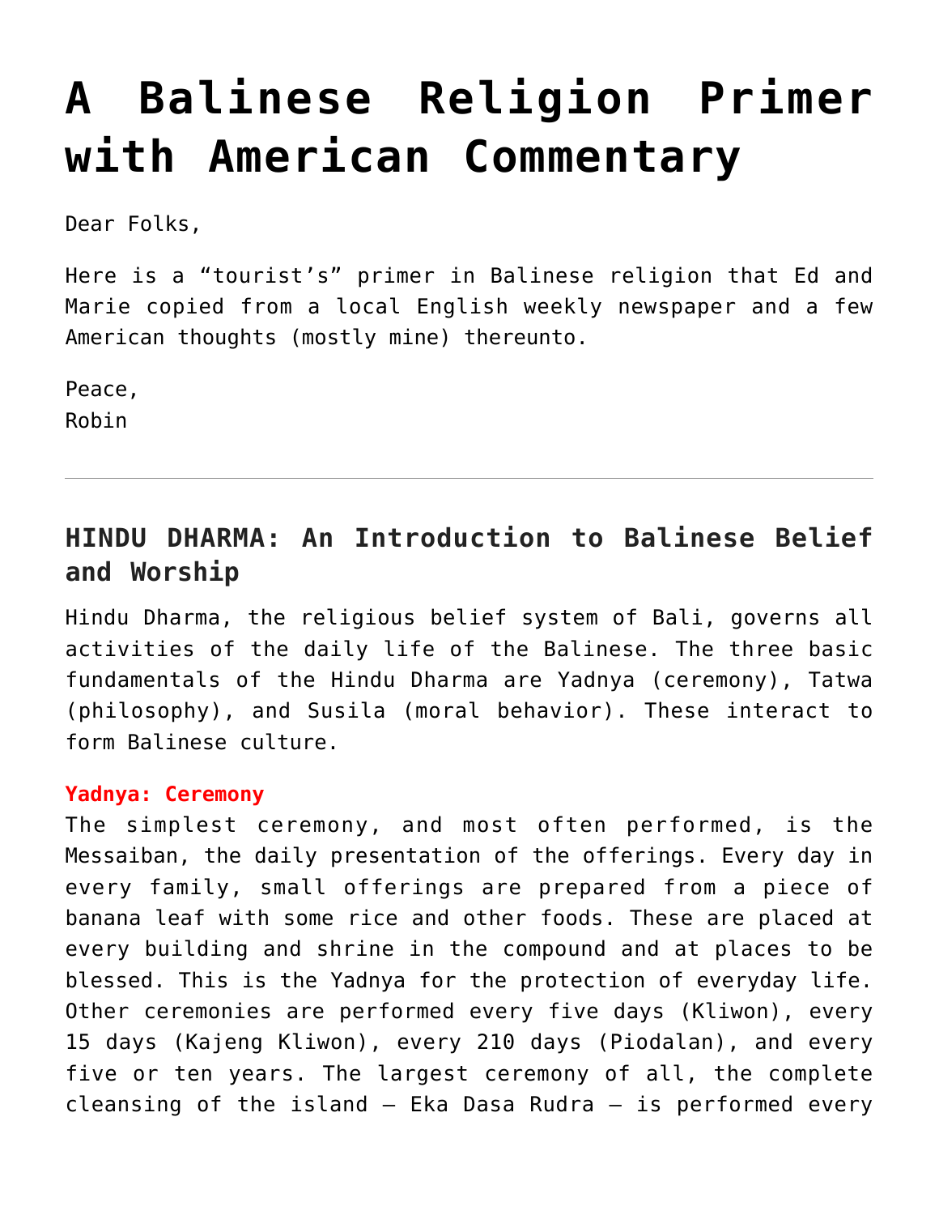# A Balinese Religion Primer with American Commentary

Dear Folks,

Here is a "tourist's" primer in Balinese religion that Ed and Marie copied from a local English weekly newspaper and a few American thoughts (mostly mine) thereunto.

Peace,
Robin

---

## HINDU DHARMA: An Introduction to Balinese Belief and Worship

Hindu Dharma, the religious belief system of Bali, governs all activities of the daily life of the Balinese. The three basic fundamentals of the Hindu Dharma are Yadnya (ceremony), Tatwa (philosophy), and Susila (moral behavior). These interact to form Balinese culture.

**Yadnya: Ceremony**
The simplest ceremony, and most often performed, is the Messaiban, the daily presentation of the offerings. Every day in every family, small offerings are prepared from a piece of banana leaf with some rice and other foods. These are placed at every building and shrine in the compound and at places to be blessed. This is the Yadnya for the protection of everyday life. Other ceremonies are performed every five days (Kliwon), every 15 days (Kajeng Kliwon), every 210 days (Piodalan), and every five or ten years. The largest ceremony of all, the complete cleansing of the island – Eka Dasa Rudra – is performed every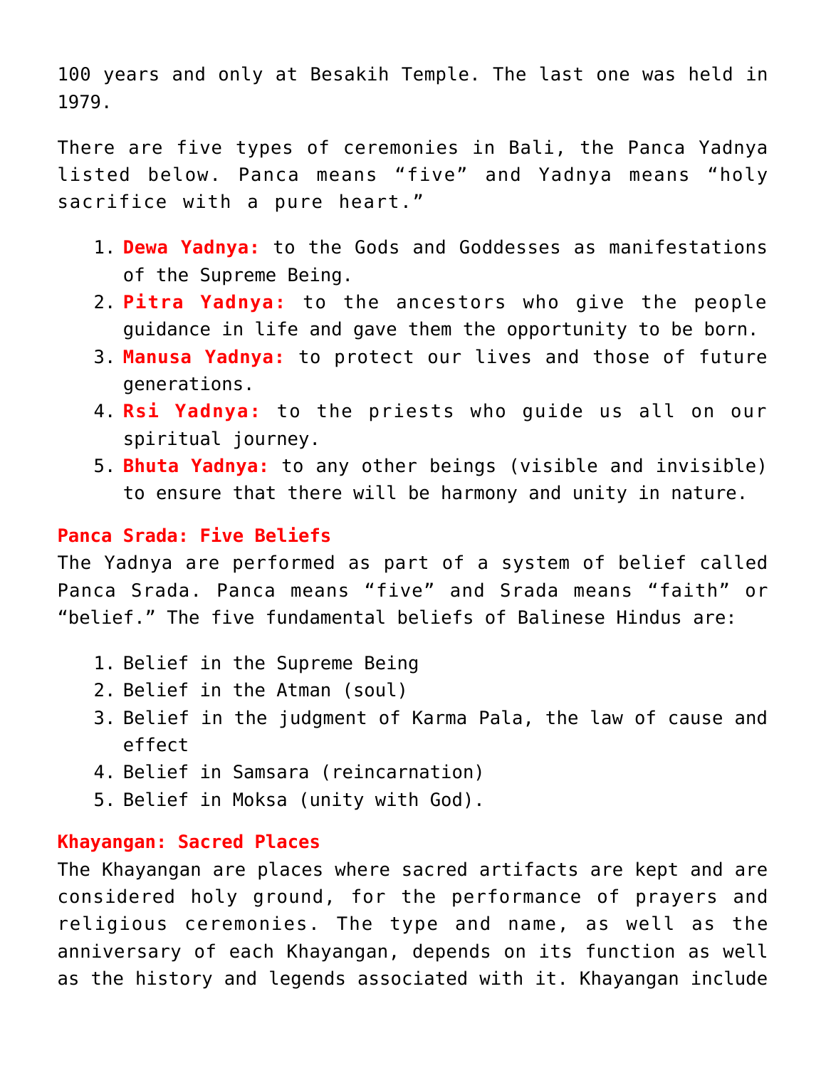100 years and only at Besakih Temple. The last one was held in 1979.

There are five types of ceremonies in Bali, the Panca Yadnya listed below. Panca means "five" and Yadnya means "holy sacrifice with a pure heart."

1. **Dewa Yadnya:** to the Gods and Goddesses as manifestations of the Supreme Being.
2. **Pitra Yadnya:** to the ancestors who give the people guidance in life and gave them the opportunity to be born.
3. **Manusa Yadnya:** to protect our lives and those of future generations.
4. **Rsi Yadnya:** to the priests who guide us all on our spiritual journey.
5. **Bhuta Yadnya:** to any other beings (visible and invisible) to ensure that there will be harmony and unity in nature.

### Panca Srada: Five Beliefs

The Yadnya are performed as part of a system of belief called Panca Srada. Panca means "five" and Srada means "faith" or "belief." The five fundamental beliefs of Balinese Hindus are:

1. Belief in the Supreme Being
2. Belief in the Atman (soul)
3. Belief in the judgment of Karma Pala, the law of cause and effect
4. Belief in Samsara (reincarnation)
5. Belief in Moksa (unity with God).

### Khayangan: Sacred Places

The Khayangan are places where sacred artifacts are kept and are considered holy ground, for the performance of prayers and religious ceremonies. The type and name, as well as the anniversary of each Khayangan, depends on its function as well as the history and legends associated with it. Khayangan include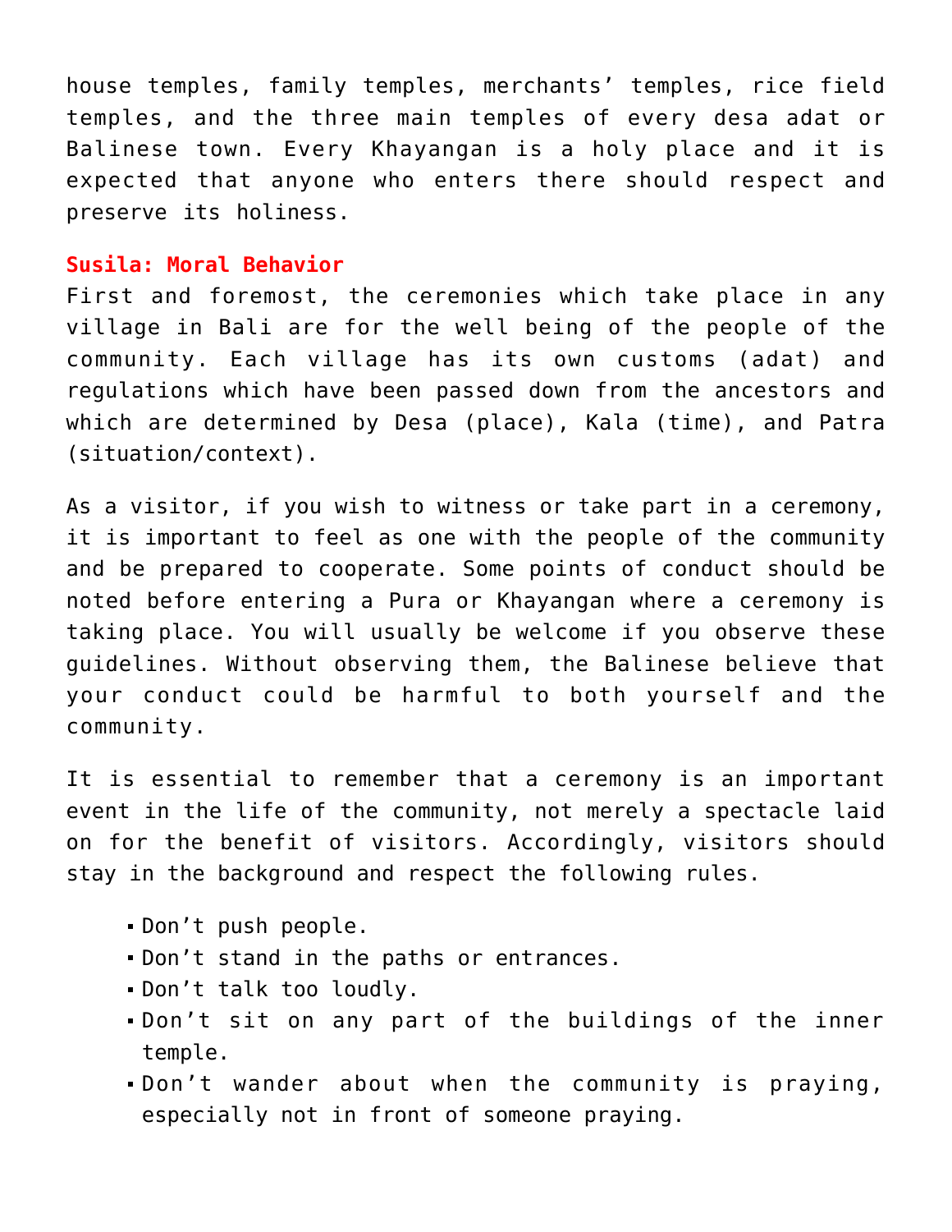house temples, family temples, merchants' temples, rice field temples, and the three main temples of every desa adat or Balinese town. Every Khayangan is a holy place and it is expected that anyone who enters there should respect and preserve its holiness.

## Susila: Moral Behavior

First and foremost, the ceremonies which take place in any village in Bali are for the well being of the people of the community. Each village has its own customs (adat) and regulations which have been passed down from the ancestors and which are determined by Desa (place), Kala (time), and Patra (situation/context).

As a visitor, if you wish to witness or take part in a ceremony, it is important to feel as one with the people of the community and be prepared to cooperate. Some points of conduct should be noted before entering a Pura or Khayangan where a ceremony is taking place. You will usually be welcome if you observe these guidelines. Without observing them, the Balinese believe that your conduct could be harmful to both yourself and the community.

It is essential to remember that a ceremony is an important event in the life of the community, not merely a spectacle laid on for the benefit of visitors. Accordingly, visitors should stay in the background and respect the following rules.

- Don't push people.
- Don't stand in the paths or entrances.
- Don't talk too loudly.
- Don't sit on any part of the buildings of the inner temple.
- Don't wander about when the community is praying, especially not in front of someone praying.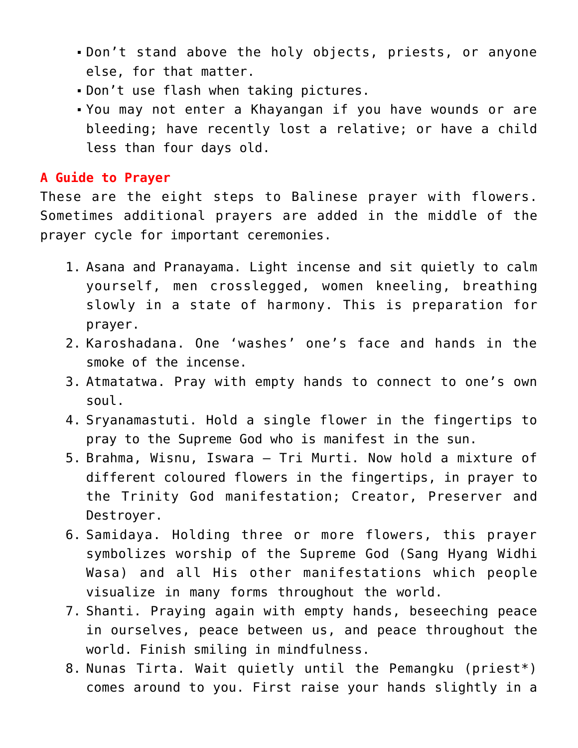- Don’t stand above the holy objects, priests, or anyone else, for that matter.
- Don’t use flash when taking pictures.
- You may not enter a Khayangan if you have wounds or are bleeding; have recently lost a relative; or have a child less than four days old.

## A Guide to Prayer

These are the eight steps to Balinese prayer with flowers. Sometimes additional prayers are added in the middle of the prayer cycle for important ceremonies.

1. Asana and Pranayama. Light incense and sit quietly to calm yourself, men crosslegged, women kneeling, breathing slowly in a state of harmony. This is preparation for prayer.
2. Karoshadana. One ‘washes’ one’s face and hands in the smoke of the incense.
3. Atmatatwa. Pray with empty hands to connect to one’s own soul.
4. Sryanamastuti. Hold a single flower in the fingertips to pray to the Supreme God who is manifest in the sun.
5. Brahma, Wisnu, Iswara – Tri Murti. Now hold a mixture of different coloured flowers in the fingertips, in prayer to the Trinity God manifestation; Creator, Preserver and Destroyer.
6. Samidaya. Holding three or more flowers, this prayer symbolizes worship of the Supreme God (Sang Hyang Widhi Wasa) and all His other manifestations which people visualize in many forms throughout the world.
7. Shanti. Praying again with empty hands, beseeching peace in ourselves, peace between us, and peace throughout the world. Finish smiling in mindfulness.
8. Nunas Tirta. Wait quietly until the Pemangku (priest*) comes around to you. First raise your hands slightly in a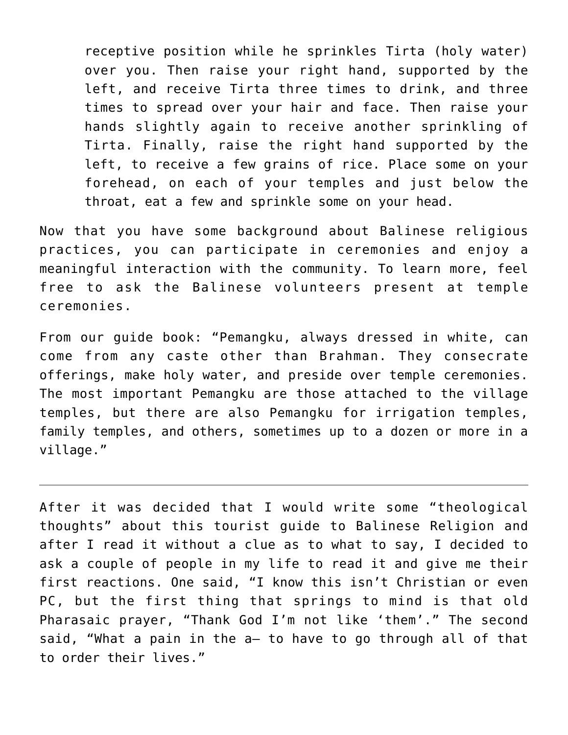> receptive position while he sprinkles Tirta (holy water) over you. Then raise your right hand, supported by the left, and receive Tirta three times to drink, and three times to spread over your hair and face. Then raise your hands slightly again to receive another sprinkling of Tirta. Finally, raise the right hand supported by the left, to receive a few grains of rice. Place some on your forehead, on each of your temples and just below the throat, eat a few and sprinkle some on your head.

Now that you have some background about Balinese religious practices, you can participate in ceremonies and enjoy a meaningful interaction with the community. To learn more, feel free to ask the Balinese volunteers present at temple ceremonies.

From our guide book: "Pemangku, always dressed in white, can come from any caste other than Brahman. They consecrate offerings, make holy water, and preside over temple ceremonies. The most important Pemangku are those attached to the village temples, but there are also Pemangku for irrigation temples, family temples, and others, sometimes up to a dozen or more in a village."

---

After it was decided that I would write some "theological thoughts" about this tourist guide to Balinese Religion and after I read it without a clue as to what to say, I decided to ask a couple of people in my life to read it and give me their first reactions. One said, "I know this isn't Christian or even PC, but the first thing that springs to mind is that old Pharasaic prayer, "Thank God I'm not like 'them'." The second said, "What a pain in the a— to have to go through all of that to order their lives."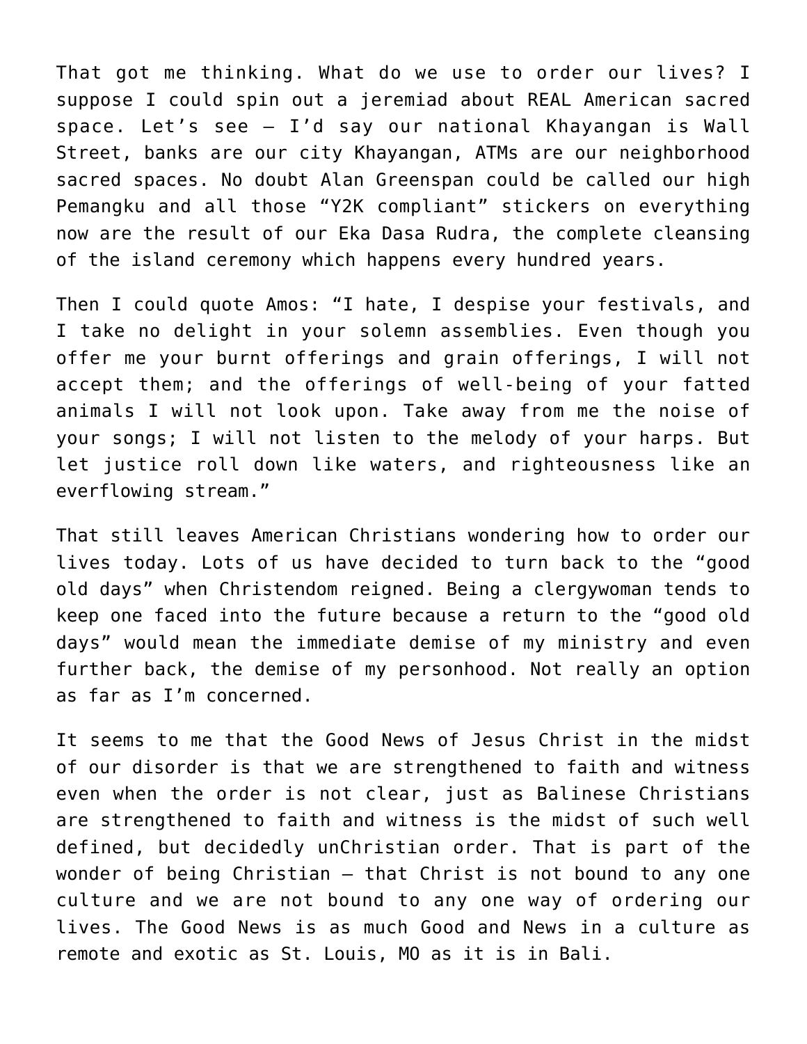That got me thinking. What do we use to order our lives? I suppose I could spin out a jeremiad about REAL American sacred space. Let's see – I'd say our national Khayangan is Wall Street, banks are our city Khayangan, ATMs are our neighborhood sacred spaces. No doubt Alan Greenspan could be called our high Pemangku and all those "Y2K compliant" stickers on everything now are the result of our Eka Dasa Rudra, the complete cleansing of the island ceremony which happens every hundred years.

Then I could quote Amos: "I hate, I despise your festivals, and I take no delight in your solemn assemblies. Even though you offer me your burnt offerings and grain offerings, I will not accept them; and the offerings of well-being of your fatted animals I will not look upon. Take away from me the noise of your songs; I will not listen to the melody of your harps. But let justice roll down like waters, and righteousness like an everflowing stream."

That still leaves American Christians wondering how to order our lives today. Lots of us have decided to turn back to the "good old days" when Christendom reigned. Being a clergywoman tends to keep one faced into the future because a return to the "good old days" would mean the immediate demise of my ministry and even further back, the demise of my personhood. Not really an option as far as I'm concerned.

It seems to me that the Good News of Jesus Christ in the midst of our disorder is that we are strengthened to faith and witness even when the order is not clear, just as Balinese Christians are strengthened to faith and witness is the midst of such well defined, but decidedly unChristian order. That is part of the wonder of being Christian – that Christ is not bound to any one culture and we are not bound to any one way of ordering our lives. The Good News is as much Good and News in a culture as remote and exotic as St. Louis, MO as it is in Bali.